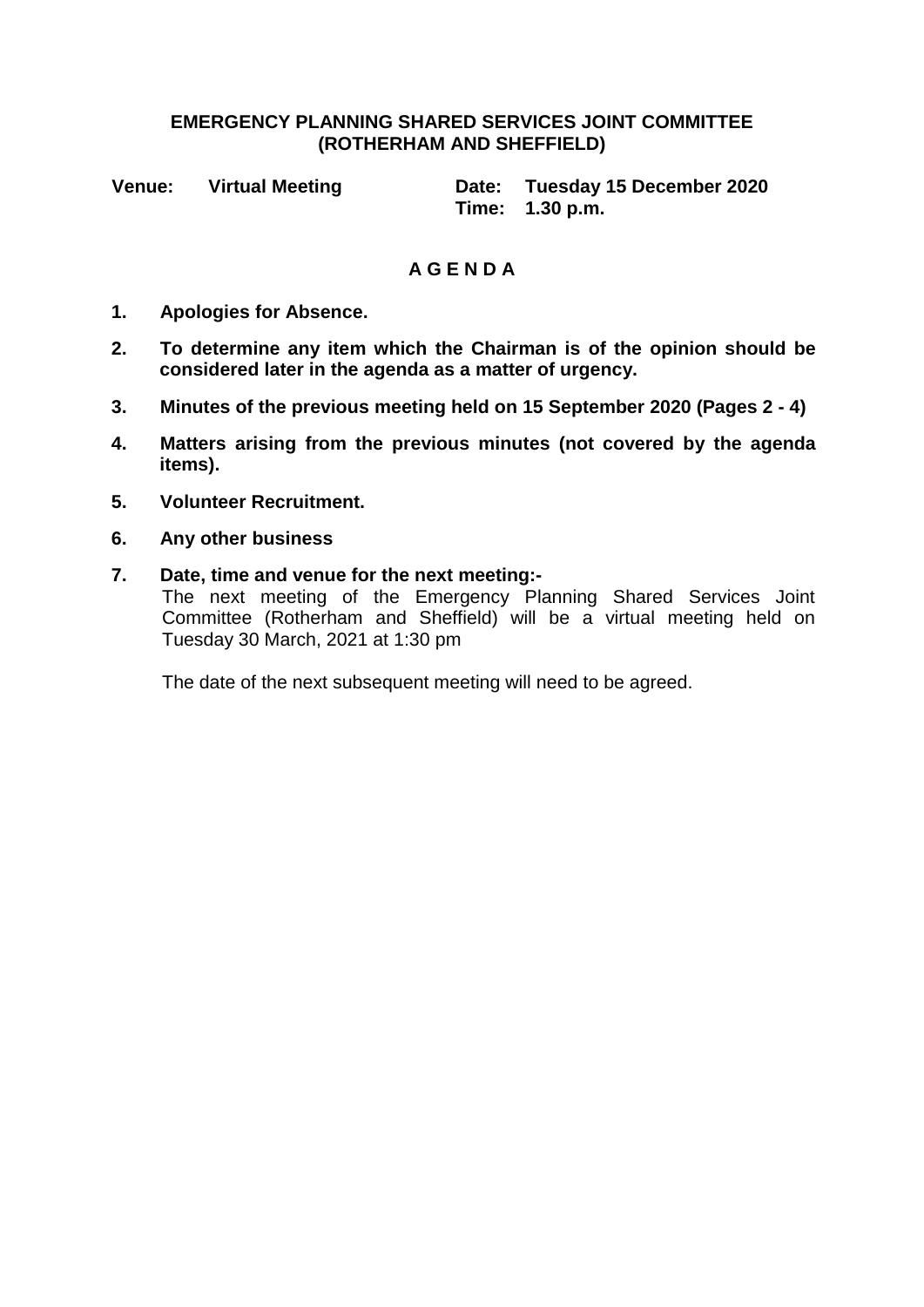**EMERGENCY PLANNING SHARED SERVICES JOINT COMMITTEE (ROTHERHAM AND SHEFFIELD)**

**Venue:** **Virtual Meeting**

**Date:** **Tuesday 15 December 2020**
**Time:** **1.30 p.m.**

# A G E N D A

1. **Apologies for Absence.**
2. **To determine any item which the Chairman is of the opinion should be considered later in the agenda as a matter of urgency.**
3. **Minutes of the previous meeting held on 15 September 2020 (Pages 2 - 4)**
4. **Matters arising from the previous minutes (not covered by the agenda items).**
5. **Volunteer Recruitment.**
6. **Any other business**
7. **Date, time and venue for the next meeting:-**
   The next meeting of the Emergency Planning Shared Services Joint Committee (Rotherham and Sheffield) will be a virtual meeting held on Tuesday 30 March, 2021 at 1:30 pm

   The date of the next subsequent meeting will need to be agreed.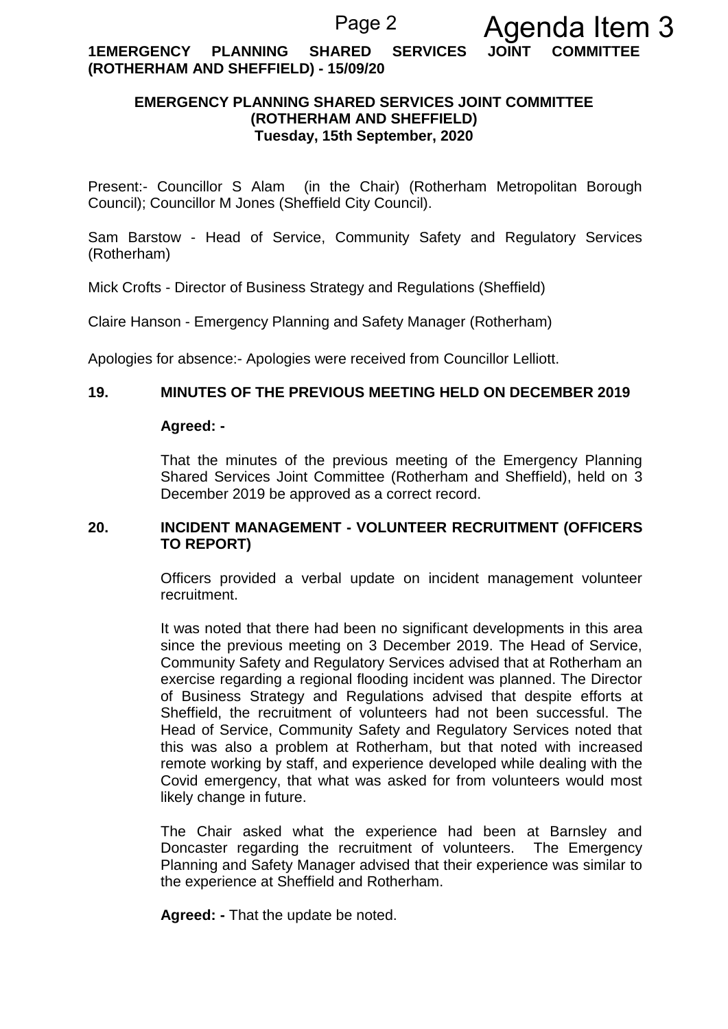**1EMERGENCY PLANNING SHARED SERVICES JOINT COMMITTEE (ROTHERHAM AND SHEFFIELD) - 15/09/20**

## EMERGENCY PLANNING SHARED SERVICES JOINT COMMITTEE (ROTHERHAM AND SHEFFIELD)
**Tuesday, 15th September, 2020**

Present:- Councillor S Alam (in the Chair) (Rotherham Metropolitan Borough Council); Councillor M Jones (Sheffield City Council).

Sam Barstow - Head of Service, Community Safety and Regulatory Services (Rotherham)

Mick Crofts - Director of Business Strategy and Regulations (Sheffield)

Claire Hanson - Emergency Planning and Safety Manager (Rotherham)

Apologies for absence:- Apologies were received from Councillor Lelliott.

### 19. MINUTES OF THE PREVIOUS MEETING HELD ON DECEMBER 2019

**Agreed: -**

That the minutes of the previous meeting of the Emergency Planning Shared Services Joint Committee (Rotherham and Sheffield), held on 3 December 2019 be approved as a correct record.

### 20. INCIDENT MANAGEMENT - VOLUNTEER RECRUITMENT (OFFICERS TO REPORT)

Officers provided a verbal update on incident management volunteer recruitment.

It was noted that there had been no significant developments in this area since the previous meeting on 3 December 2019. The Head of Service, Community Safety and Regulatory Services advised that at Rotherham an exercise regarding a regional flooding incident was planned. The Director of Business Strategy and Regulations advised that despite efforts at Sheffield, the recruitment of volunteers had not been successful. The Head of Service, Community Safety and Regulatory Services noted that this was also a problem at Rotherham, but that noted with increased remote working by staff, and experience developed while dealing with the Covid emergency, that what was asked for from volunteers would most likely change in future.

The Chair asked what the experience had been at Barnsley and Doncaster regarding the recruitment of volunteers. The Emergency Planning and Safety Manager advised that their experience was similar to the experience at Sheffield and Rotherham.

**Agreed: -** That the update be noted.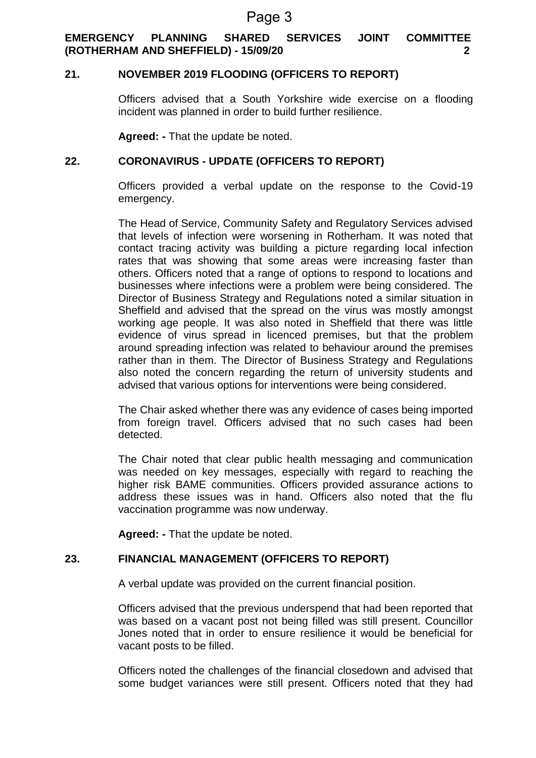## 21. NOVEMBER 2019 FLOODING (OFFICERS TO REPORT)

Officers advised that a South Yorkshire wide exercise on a flooding incident was planned in order to build further resilience.

**Agreed: -** That the update be noted.

## 22. CORONAVIRUS - UPDATE (OFFICERS TO REPORT)

Officers provided a verbal update on the response to the Covid-19 emergency.

The Head of Service, Community Safety and Regulatory Services advised that levels of infection were worsening in Rotherham. It was noted that contact tracing activity was building a picture regarding local infection rates that was showing that some areas were increasing faster than others. Officers noted that a range of options to respond to locations and businesses where infections were a problem were being considered. The Director of Business Strategy and Regulations noted a similar situation in Sheffield and advised that the spread on the virus was mostly amongst working age people. It was also noted in Sheffield that there was little evidence of virus spread in licenced premises, but that the problem around spreading infection was related to behaviour around the premises rather than in them. The Director of Business Strategy and Regulations also noted the concern regarding the return of university students and advised that various options for interventions were being considered.

The Chair asked whether there was any evidence of cases being imported from foreign travel. Officers advised that no such cases had been detected.

The Chair noted that clear public health messaging and communication was needed on key messages, especially with regard to reaching the higher risk BAME communities. Officers provided assurance actions to address these issues was in hand. Officers also noted that the flu vaccination programme was now underway.

**Agreed: -** That the update be noted.

## 23. FINANCIAL MANAGEMENT (OFFICERS TO REPORT)

A verbal update was provided on the current financial position.

Officers advised that the previous underspend that had been reported that was based on a vacant post not being filled was still present. Councillor Jones noted that in order to ensure resilience it would be beneficial for vacant posts to be filled.

Officers noted the challenges of the financial closedown and advised that some budget variances were still present. Officers noted that they had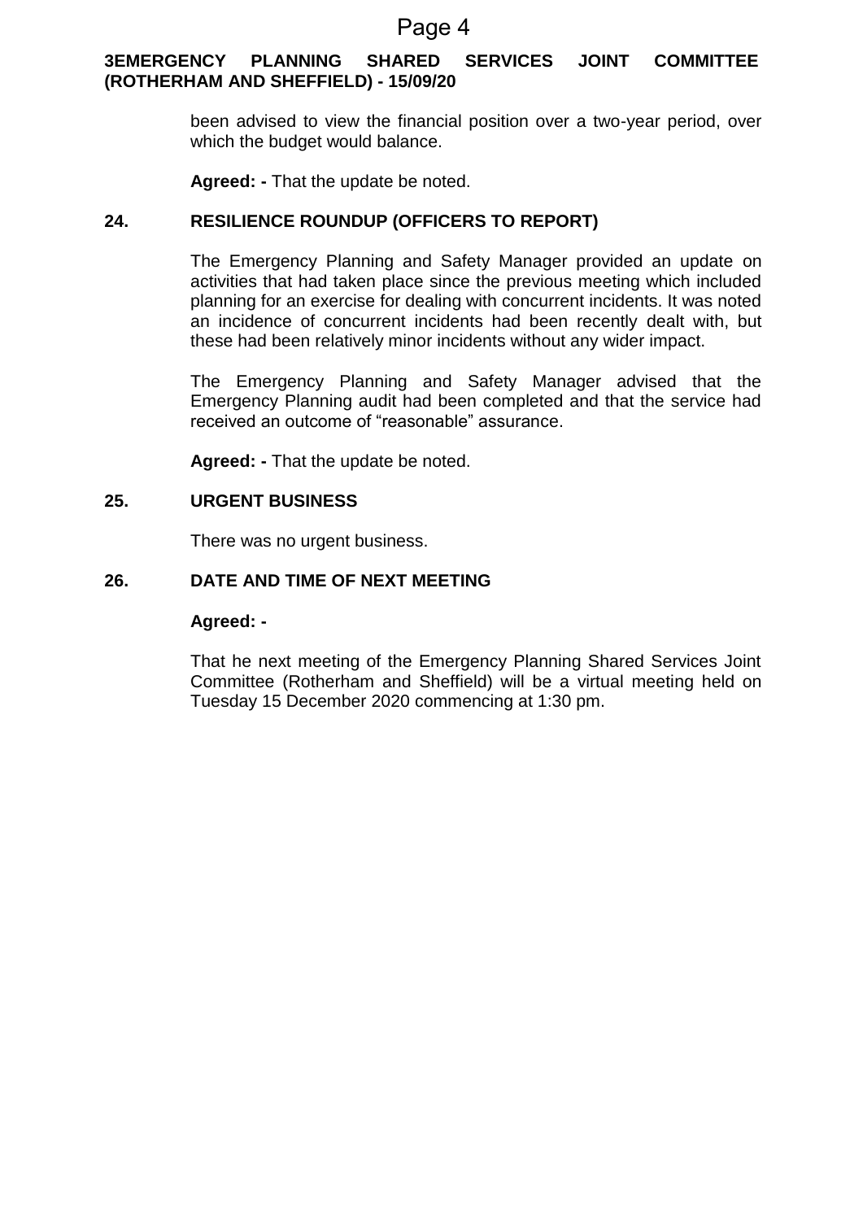been advised to view the financial position over a two-year period, over which the budget would balance.

**Agreed: -** That the update be noted.

## 24. RESILIENCE ROUNDUP (OFFICERS TO REPORT)

The Emergency Planning and Safety Manager provided an update on activities that had taken place since the previous meeting which included planning for an exercise for dealing with concurrent incidents. It was noted an incidence of concurrent incidents had been recently dealt with, but these had been relatively minor incidents without any wider impact.

The Emergency Planning and Safety Manager advised that the Emergency Planning audit had been completed and that the service had received an outcome of "reasonable" assurance.

**Agreed: -** That the update be noted.

## 25. URGENT BUSINESS

There was no urgent business.

## 26. DATE AND TIME OF NEXT MEETING

**Agreed: -**

That he next meeting of the Emergency Planning Shared Services Joint Committee (Rotherham and Sheffield) will be a virtual meeting held on Tuesday 15 December 2020 commencing at 1:30 pm.